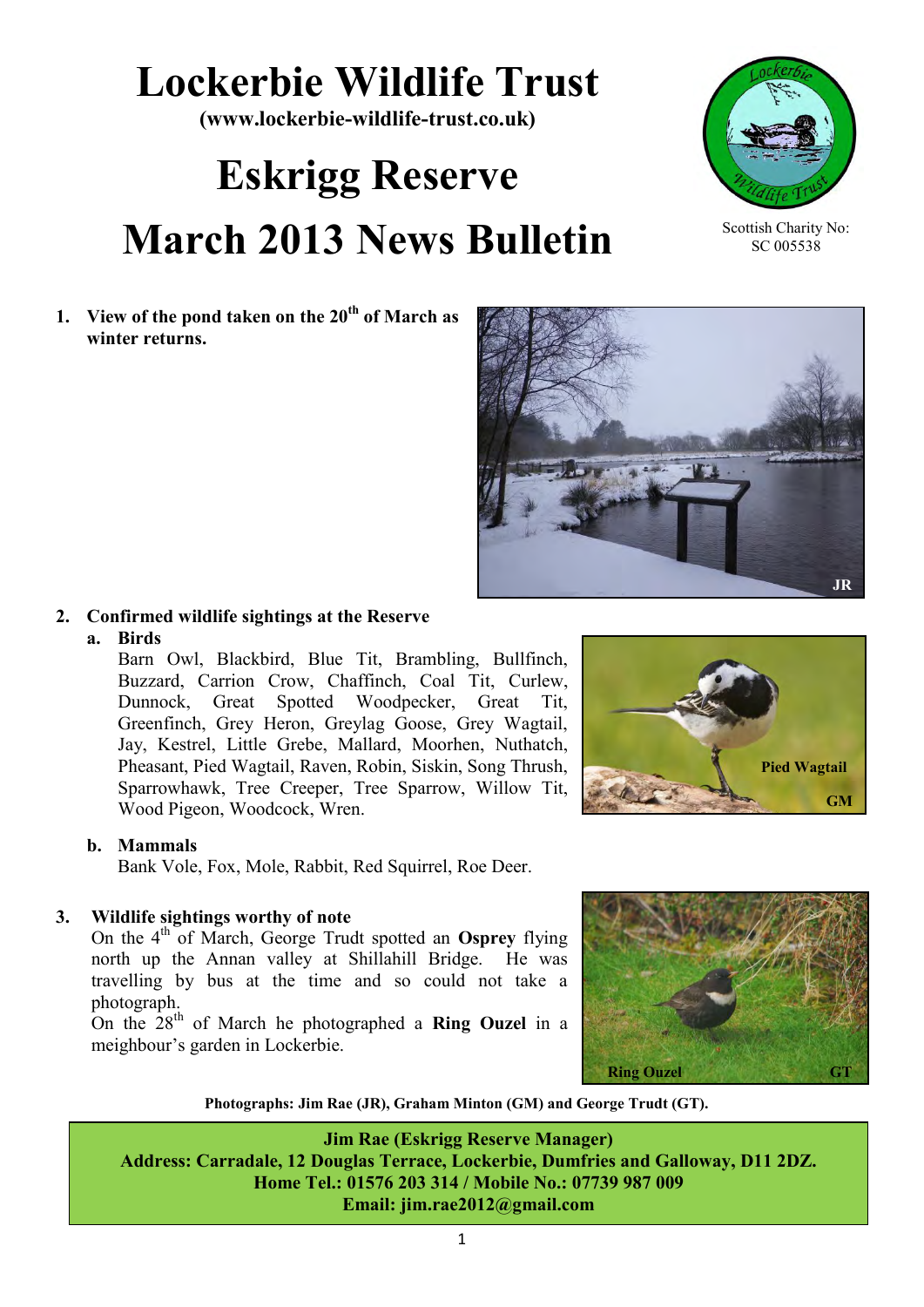# Lockerbie Wildlife Trust

**(www.lockerbie-wildlife-trust.co.uk)**

# Eskrigg Reserve

# March 2013 News Bulletin

Scottish Charity No: SC 005538

1. **View of the pond taken on the 20th of March as winter returns.**

JR

2. **Confirmed wildlife sightings at the Reserve**
   a. **Birds**
      Barn Owl, Blackbird, Blue Tit, Brambling, Bullfinch, Buzzard, Carrion Crow, Chaffinch, Coal Tit, Curlew, Dunnock, Great Spotted Woodpecker, Great Tit, Greenfinch, Grey Heron, Greylag Goose, Grey Wagtail, Jay, Kestrel, Little Grebe, Mallard, Moorhen, Nuthatch, Pheasant, Pied Wagtail, Raven, Robin, Siskin, Song Thrush, Sparrowhawk, Tree Creeper, Tree Sparrow, Willow Tit, Wood Pigeon, Woodcock, Wren.

   b. **Mammals**
      Bank Vole, Fox, Mole, Rabbit, Red Squirrel, Roe Deer.

Pied Wagtail GM

3. **Wildlife sightings worthy of note**
   On the 4th of March, George Trudt spotted an **Osprey** flying north up the Annan valley at Shillahill Bridge. He was travelling by bus at the time and so could not take a photograph.
   On the 28th of March he photographed a **Ring Ouzel** in a meighbour's garden in Lockerbie.

Ring Ouzel GT

**Photographs: Jim Rae (JR), Graham Minton (GM) and George Trudt (GT).**

**Jim Rae (Eskrigg Reserve Manager)**
**Address: Carradale, 12 Douglas Terrace, Lockerbie, Dumfries and Galloway, D11 2DZ.**
**Home Tel.: 01576 203 314 / Mobile No.: 07739 987 009**
**Email: jim.rae2012@gmail.com**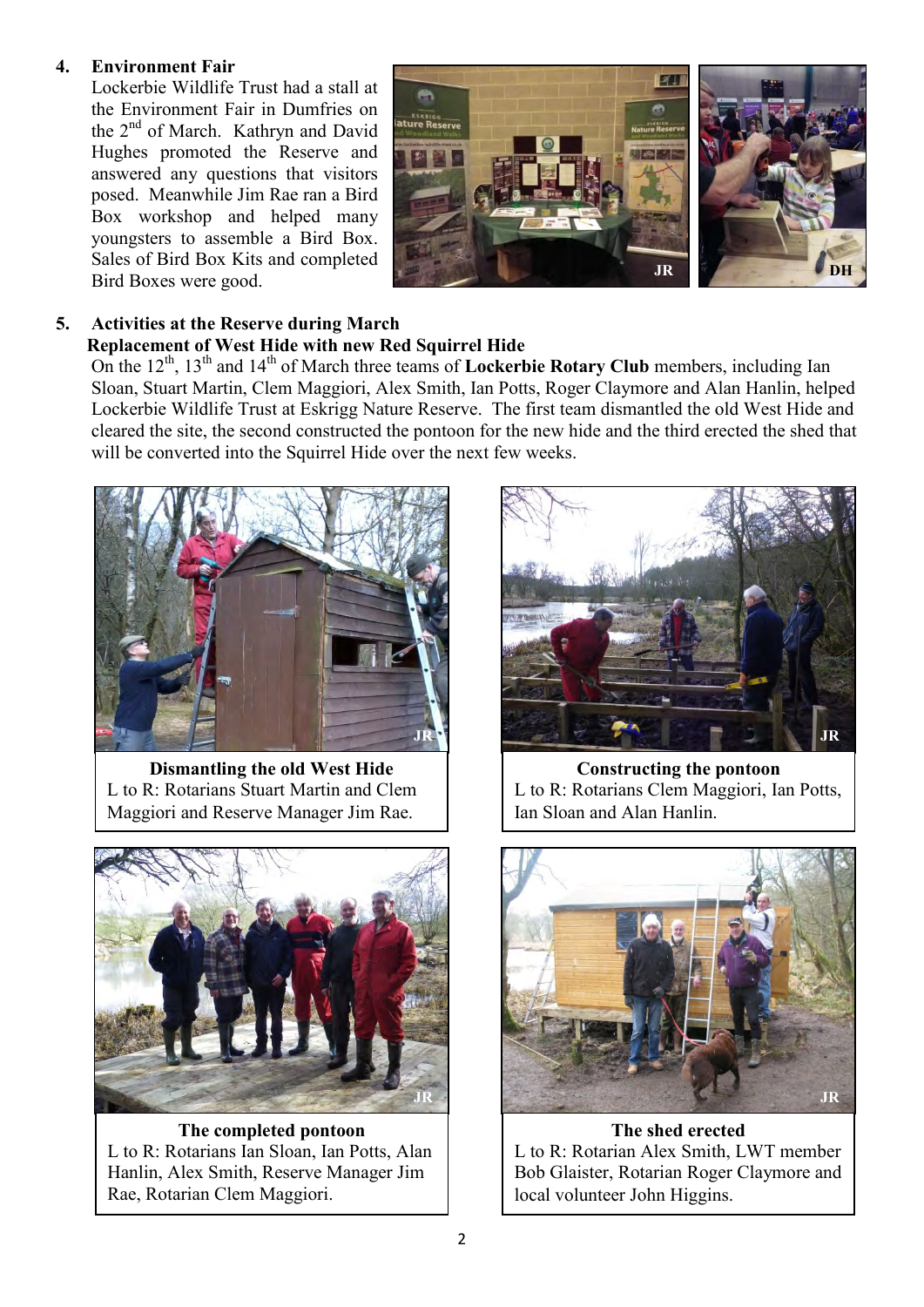4. **Environment Fair**

   Lockerbie Wildlife Trust had a stall at the Environment Fair in Dumfries on the 2nd of March. Kathryn and David Hughes promoted the Reserve and answered any questions that visitors posed. Meanwhile Jim Rae ran a Bird Box workshop and helped many youngsters to assemble a Bird Box. Sales of Bird Box Kits and completed Bird Boxes were good.

5. **Activities at the Reserve during March**

   **Replacement of West Hide with new Red Squirrel Hide**

   On the 12th, 13th and 14th of March three teams of **Lockerbie Rotary Club** members, including Ian Sloan, Stuart Martin, Clem Maggiori, Alex Smith, Ian Potts, Roger Claymore and Alan Hanlin, helped Lockerbie Wildlife Trust at Eskrigg Nature Reserve. The first team dismantled the old West Hide and cleared the site, the second constructed the pontoon for the new hide and the third erected the shed that will be converted into the Squirrel Hide over the next few weeks.

**Dismantling the old West Hide**
L to R: Rotarians Stuart Martin and Clem Maggiori and Reserve Manager Jim Rae.

**Constructing the pontoon**
L to R: Rotarians Clem Maggiori, Ian Potts, Ian Sloan and Alan Hanlin.

**The completed pontoon**
L to R: Rotarians Ian Sloan, Ian Potts, Alan Hanlin, Alex Smith, Reserve Manager Jim Rae, Rotarian Clem Maggiori.

**The shed erected**
L to R: Rotarian Alex Smith, LWT member Bob Glaister, Rotarian Roger Claymore and local volunteer John Higgins.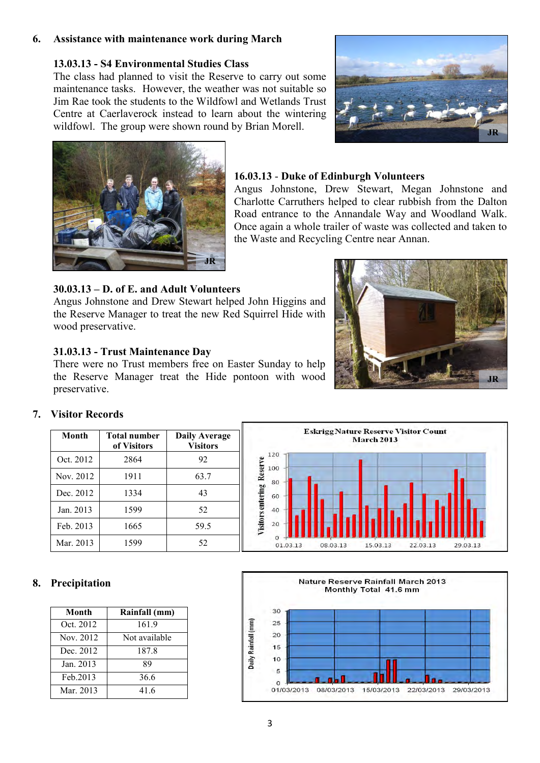## 6. Assistance with maintenance work during March

**13.03.13 - S4 Environmental Studies Class**

The class had planned to visit the Reserve to carry out some maintenance tasks. However, the weather was not suitable so Jim Rae took the students to the Wildfowl and Wetlands Trust Centre at Caerlaverock instead to learn about the wintering wildfowl. The group were shown round by Brian Morell.

JR

JR

**16.03.13 - Duke of Edinburgh Volunteers**

Angus Johnstone, Drew Stewart, Megan Johnstone and Charlotte Carruthers helped to clear rubbish from the Dalton Road entrance to the Annandale Way and Woodland Walk. Once again a whole trailer of waste was collected and taken to the Waste and Recycling Centre near Annan.

**30.03.13 – D. of E. and Adult Volunteers**

Angus Johnstone and Drew Stewart helped John Higgins and the Reserve Manager to treat the new Red Squirrel Hide with wood preservative.

**31.03.13 - Trust Maintenance Day**

There were no Trust members free on Easter Sunday to help the Reserve Manager treat the Hide pontoon with wood preservative.

JR

## 7. Visitor Records

| Month | Total number of Visitors | Daily Average Visitors |
|---|---|---|
| Oct. 2012 | 2864 | 92 |
| Nov. 2012 | 1911 | 63.7 |
| Dec. 2012 | 1334 | 43 |
| Jan. 2013 | 1599 | 52 |
| Feb. 2013 | 1665 | 59.5 |
| Mar. 2013 | 1599 | 52 |

Eskrigg Nature Reserve Visitor Count
March 2013

Visitors entering Reserve

0 20 40 60 80 100 120

01.03.13 08.03.13 15.03.13 22.03.13 29.03.13

## 8. Precipitation

| Month | Rainfall (mm) |
|---|---|
| Oct. 2012 | 161.9 |
| Nov. 2012 | Not available |
| Dec. 2012 | 187.8 |
| Jan. 2013 | 89 |
| Feb.2013 | 36.6 |
| Mar. 2013 | 41.6 |

Nature Reserve Rainfall March 2013
Monthly Total 41.6 mm

Daily Rainfall (mm)

0 5 10 15 20 25 30

01/03/2013 08/03/2013 15/03/2013 22/03/2013 29/03/2013